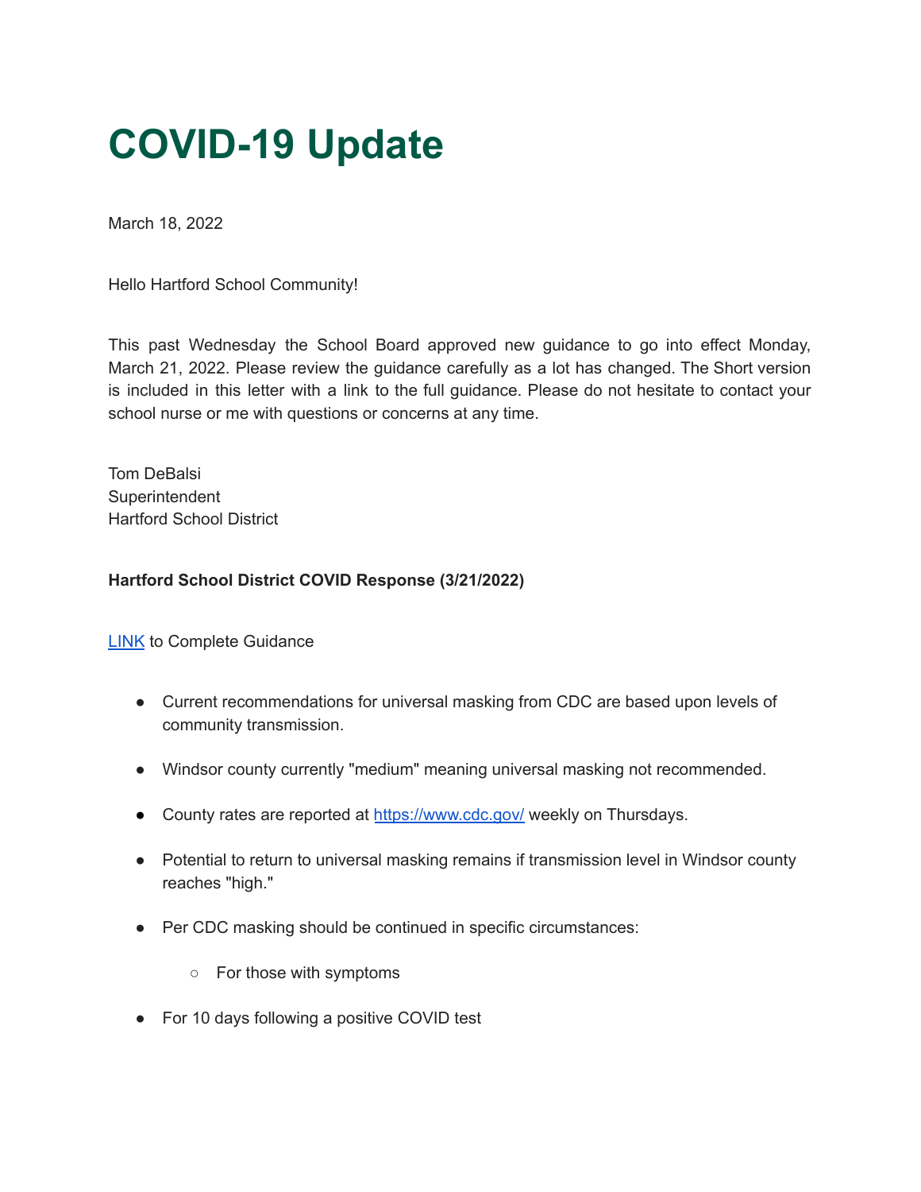# COVID-19 Update

March 18, 2022

Hello Hartford School Community!

This past Wednesday the School Board approved new guidance to go into effect Monday, March 21, 2022. Please review the guidance carefully as a lot has changed. The Short version is included in this letter with a link to the full guidance. Please do not hesitate to contact your school nurse or me with questions or concerns at any time.

Tom DeBalsi
Superintendent
Hartford School District

**Hartford School District COVID Response (3/21/2022)**

[LINK] to Complete Guidance

- Current recommendations for universal masking from CDC are based upon levels of community transmission.
- Windsor county currently "medium" meaning universal masking not recommended.
- County rates are reported at https://www.cdc.gov/ weekly on Thursdays.
- Potential to return to universal masking remains if transmission level in Windsor county reaches "high."
- Per CDC masking should be continued in specific circumstances:
    - For those with symptoms
- For 10 days following a positive COVID test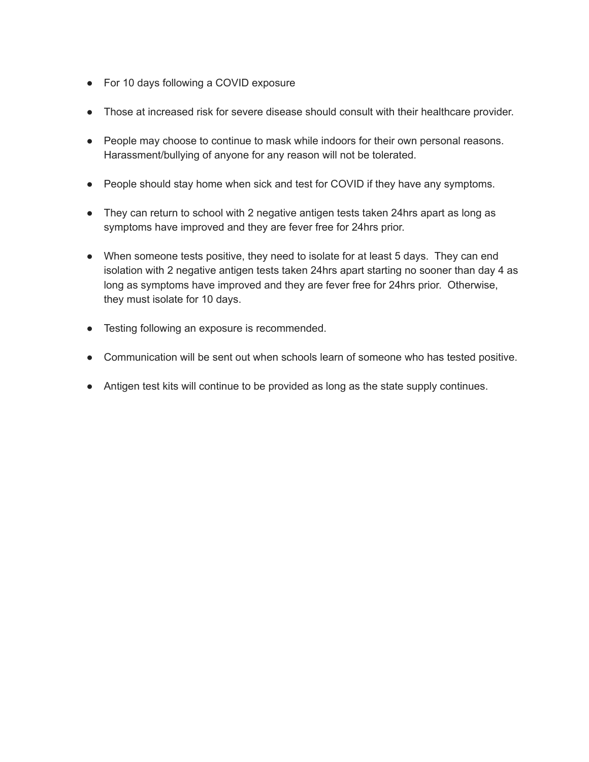- For 10 days following a COVID exposure
- Those at increased risk for severe disease should consult with their healthcare provider.
- People may choose to continue to mask while indoors for their own personal reasons. Harassment/bullying of anyone for any reason will not be tolerated.
- People should stay home when sick and test for COVID if they have any symptoms.
- They can return to school with 2 negative antigen tests taken 24hrs apart as long as symptoms have improved and they are fever free for 24hrs prior.
- When someone tests positive, they need to isolate for at least 5 days. They can end isolation with 2 negative antigen tests taken 24hrs apart starting no sooner than day 4 as long as symptoms have improved and they are fever free for 24hrs prior. Otherwise, they must isolate for 10 days.
- Testing following an exposure is recommended.
- Communication will be sent out when schools learn of someone who has tested positive.
- Antigen test kits will continue to be provided as long as the state supply continues.